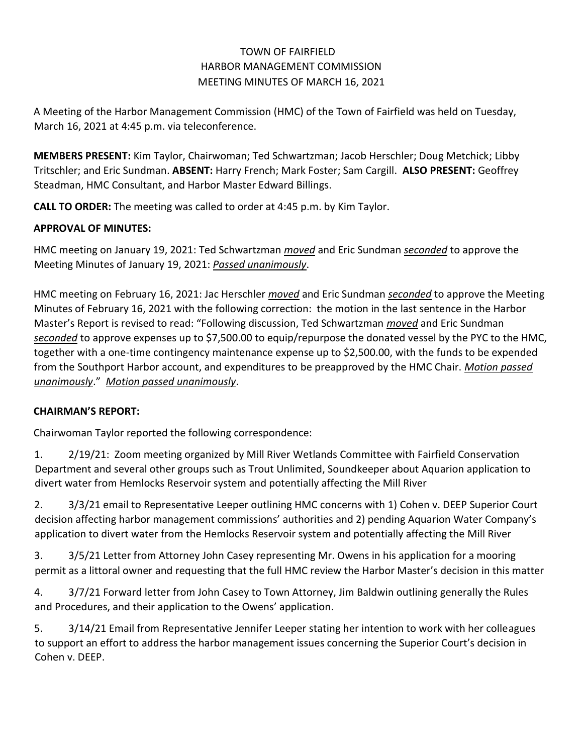# TOWN OF FAIRFIELD
## HARBOR MANAGEMENT COMMISSION
## MEETING MINUTES OF MARCH 16, 2021

A Meeting of the Harbor Management Commission (HMC) of the Town of Fairfield was held on Tuesday, March 16, 2021 at 4:45 p.m. via teleconference.

**MEMBERS PRESENT:** Kim Taylor, Chairwoman; Ted Schwartzman; Jacob Herschler; Doug Metchick; Libby Tritschler; and Eric Sundman. **ABSENT:** Harry French; Mark Foster; Sam Cargill. **ALSO PRESENT:** Geoffrey Steadman, HMC Consultant, and Harbor Master Edward Billings.

**CALL TO ORDER:** The meeting was called to order at 4:45 p.m. by Kim Taylor.

**APPROVAL OF MINUTES:**

HMC meeting on January 19, 2021: Ted Schwartzman *moved* and Eric Sundman *seconded* to approve the Meeting Minutes of January 19, 2021: *Passed unanimously*.

HMC meeting on February 16, 2021: Jac Herschler *moved* and Eric Sundman *seconded* to approve the Meeting Minutes of February 16, 2021 with the following correction: the motion in the last sentence in the Harbor Master's Report is revised to read: "Following discussion, Ted Schwartzman *moved* and Eric Sundman *seconded* to approve expenses up to $7,500.00 to equip/repurpose the donated vessel by the PYC to the HMC, together with a one-time contingency maintenance expense up to $2,500.00, with the funds to be expended from the Southport Harbor account, and expenditures to be preapproved by the HMC Chair. *Motion passed unanimously*." *Motion passed unanimously*.

**CHAIRMAN'S REPORT:**

Chairwoman Taylor reported the following correspondence:

1. 2/19/21: Zoom meeting organized by Mill River Wetlands Committee with Fairfield Conservation Department and several other groups such as Trout Unlimited, Soundkeeper about Aquarion application to divert water from Hemlocks Reservoir system and potentially affecting the Mill River

2. 3/3/21 email to Representative Leeper outlining HMC concerns with 1) Cohen v. DEEP Superior Court decision affecting harbor management commissions' authorities and 2) pending Aquarion Water Company's application to divert water from the Hemlocks Reservoir system and potentially affecting the Mill River

3. 3/5/21 Letter from Attorney John Casey representing Mr. Owens in his application for a mooring permit as a littoral owner and requesting that the full HMC review the Harbor Master's decision in this matter

4. 3/7/21 Forward letter from John Casey to Town Attorney, Jim Baldwin outlining generally the Rules and Procedures, and their application to the Owens' application.

5. 3/14/21 Email from Representative Jennifer Leeper stating her intention to work with her colleagues to support an effort to address the harbor management issues concerning the Superior Court's decision in Cohen v. DEEP.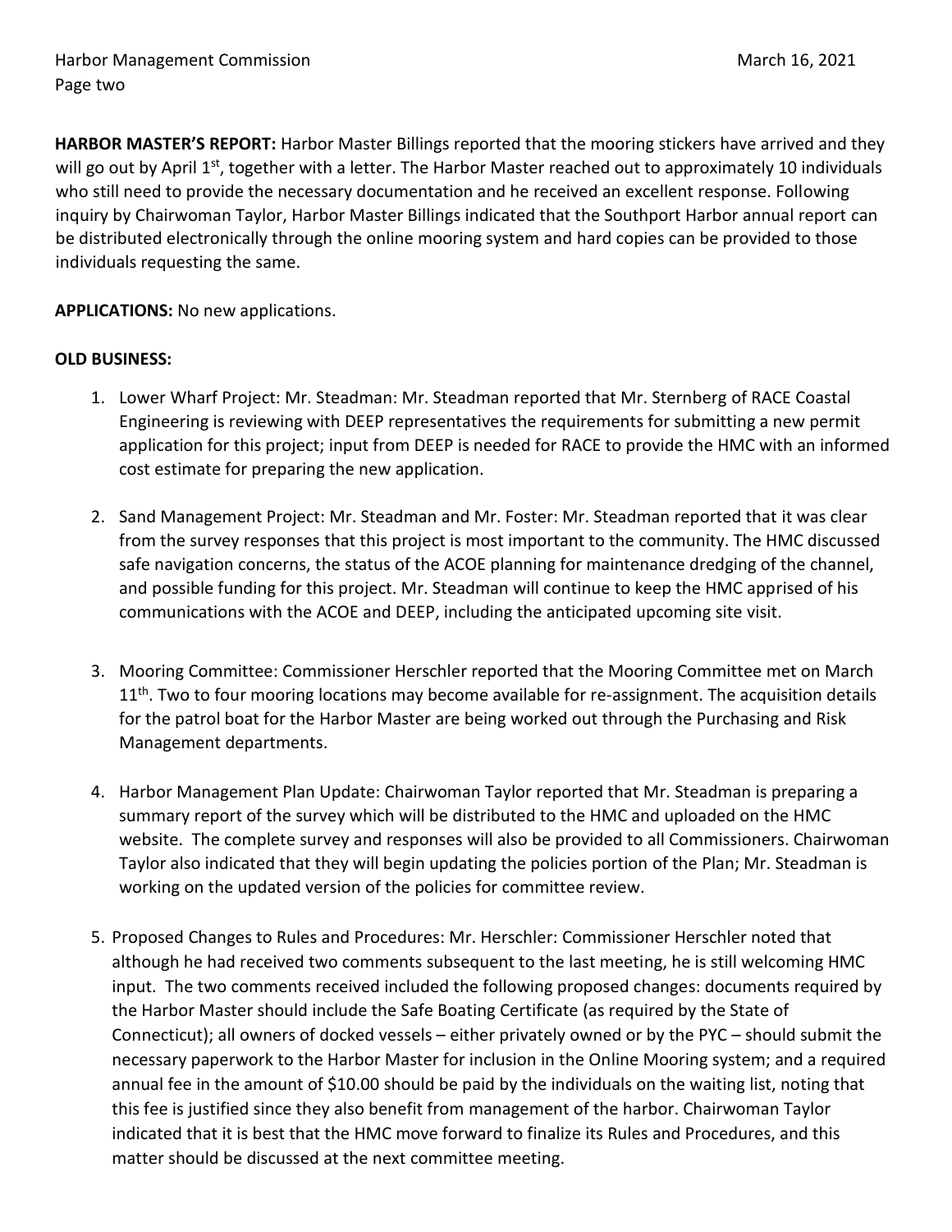**HARBOR MASTER'S REPORT:** Harbor Master Billings reported that the mooring stickers have arrived and they will go out by April 1st, together with a letter. The Harbor Master reached out to approximately 10 individuals who still need to provide the necessary documentation and he received an excellent response. Following inquiry by Chairwoman Taylor, Harbor Master Billings indicated that the Southport Harbor annual report can be distributed electronically through the online mooring system and hard copies can be provided to those individuals requesting the same.

**APPLICATIONS:** No new applications.

**OLD BUSINESS:**

1. Lower Wharf Project: Mr. Steadman: Mr. Steadman reported that Mr. Sternberg of RACE Coastal Engineering is reviewing with DEEP representatives the requirements for submitting a new permit application for this project; input from DEEP is needed for RACE to provide the HMC with an informed cost estimate for preparing the new application.

2. Sand Management Project: Mr. Steadman and Mr. Foster: Mr. Steadman reported that it was clear from the survey responses that this project is most important to the community. The HMC discussed safe navigation concerns, the status of the ACOE planning for maintenance dredging of the channel, and possible funding for this project. Mr. Steadman will continue to keep the HMC apprised of his communications with the ACOE and DEEP, including the anticipated upcoming site visit.

3. Mooring Committee: Commissioner Herschler reported that the Mooring Committee met on March 11th. Two to four mooring locations may become available for re-assignment. The acquisition details for the patrol boat for the Harbor Master are being worked out through the Purchasing and Risk Management departments.

4. Harbor Management Plan Update: Chairwoman Taylor reported that Mr. Steadman is preparing a summary report of the survey which will be distributed to the HMC and uploaded on the HMC website. The complete survey and responses will also be provided to all Commissioners. Chairwoman Taylor also indicated that they will begin updating the policies portion of the Plan; Mr. Steadman is working on the updated version of the policies for committee review.

5. Proposed Changes to Rules and Procedures: Mr. Herschler: Commissioner Herschler noted that although he had received two comments subsequent to the last meeting, he is still welcoming HMC input. The two comments received included the following proposed changes: documents required by the Harbor Master should include the Safe Boating Certificate (as required by the State of Connecticut); all owners of docked vessels – either privately owned or by the PYC – should submit the necessary paperwork to the Harbor Master for inclusion in the Online Mooring system; and a required annual fee in the amount of $10.00 should be paid by the individuals on the waiting list, noting that this fee is justified since they also benefit from management of the harbor. Chairwoman Taylor indicated that it is best that the HMC move forward to finalize its Rules and Procedures, and this matter should be discussed at the next committee meeting.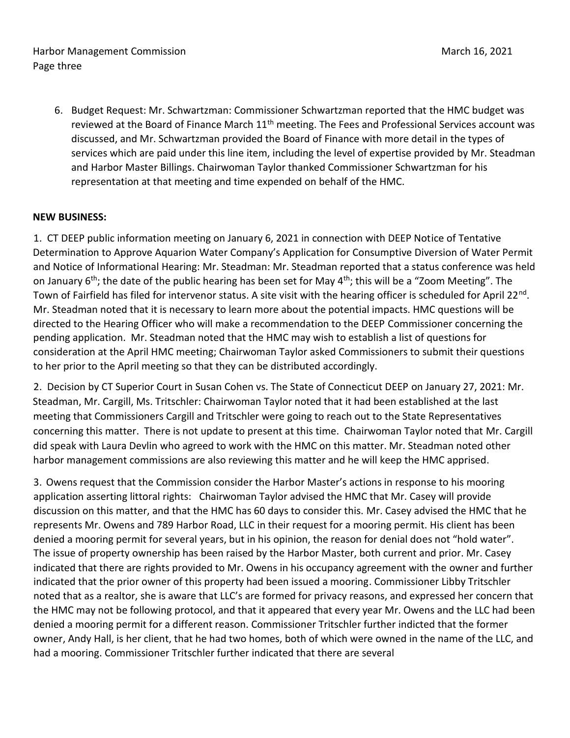6. Budget Request: Mr. Schwartzman: Commissioner Schwartzman reported that the HMC budget was reviewed at the Board of Finance March 11th meeting. The Fees and Professional Services account was discussed, and Mr. Schwartzman provided the Board of Finance with more detail in the types of services which are paid under this line item, including the level of expertise provided by Mr. Steadman and Harbor Master Billings. Chairwoman Taylor thanked Commissioner Schwartzman for his representation at that meeting and time expended on behalf of the HMC.

**NEW BUSINESS:**

1. CT DEEP public information meeting on January 6, 2021 in connection with DEEP Notice of Tentative Determination to Approve Aquarion Water Company's Application for Consumptive Diversion of Water Permit and Notice of Informational Hearing: Mr. Steadman: Mr. Steadman reported that a status conference was held on January 6th; the date of the public hearing has been set for May 4th; this will be a "Zoom Meeting". The Town of Fairfield has filed for intervenor status. A site visit with the hearing officer is scheduled for April 22nd. Mr. Steadman noted that it is necessary to learn more about the potential impacts. HMC questions will be directed to the Hearing Officer who will make a recommendation to the DEEP Commissioner concerning the pending application. Mr. Steadman noted that the HMC may wish to establish a list of questions for consideration at the April HMC meeting; Chairwoman Taylor asked Commissioners to submit their questions to her prior to the April meeting so that they can be distributed accordingly.

2. Decision by CT Superior Court in Susan Cohen vs. The State of Connecticut DEEP on January 27, 2021: Mr. Steadman, Mr. Cargill, Ms. Tritschler: Chairwoman Taylor noted that it had been established at the last meeting that Commissioners Cargill and Tritschler were going to reach out to the State Representatives concerning this matter. There is not update to present at this time. Chairwoman Taylor noted that Mr. Cargill did speak with Laura Devlin who agreed to work with the HMC on this matter. Mr. Steadman noted other harbor management commissions are also reviewing this matter and he will keep the HMC apprised.

3. Owens request that the Commission consider the Harbor Master's actions in response to his mooring application asserting littoral rights: Chairwoman Taylor advised the HMC that Mr. Casey will provide discussion on this matter, and that the HMC has 60 days to consider this. Mr. Casey advised the HMC that he represents Mr. Owens and 789 Harbor Road, LLC in their request for a mooring permit. His client has been denied a mooring permit for several years, but in his opinion, the reason for denial does not "hold water". The issue of property ownership has been raised by the Harbor Master, both current and prior. Mr. Casey indicated that there are rights provided to Mr. Owens in his occupancy agreement with the owner and further indicated that the prior owner of this property had been issued a mooring. Commissioner Libby Tritschler noted that as a realtor, she is aware that LLC's are formed for privacy reasons, and expressed her concern that the HMC may not be following protocol, and that it appeared that every year Mr. Owens and the LLC had been denied a mooring permit for a different reason. Commissioner Tritschler further indicted that the former owner, Andy Hall, is her client, that he had two homes, both of which were owned in the name of the LLC, and had a mooring. Commissioner Tritschler further indicated that there are several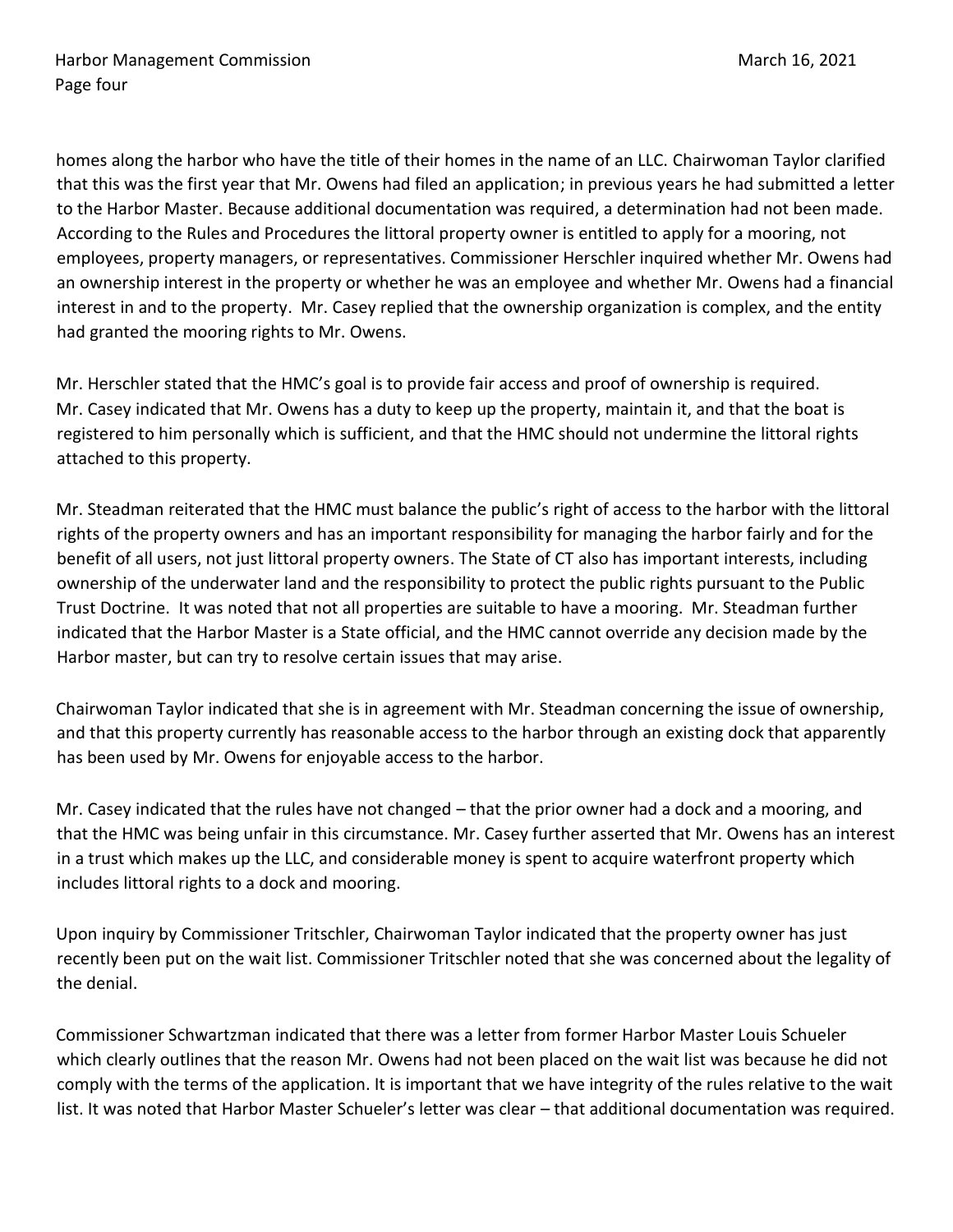homes along the harbor who have the title of their homes in the name of an LLC. Chairwoman Taylor clarified that this was the first year that Mr. Owens had filed an application; in previous years he had submitted a letter to the Harbor Master. Because additional documentation was required, a determination had not been made. According to the Rules and Procedures the littoral property owner is entitled to apply for a mooring, not employees, property managers, or representatives. Commissioner Herschler inquired whether Mr. Owens had an ownership interest in the property or whether he was an employee and whether Mr. Owens had a financial interest in and to the property. Mr. Casey replied that the ownership organization is complex, and the entity had granted the mooring rights to Mr. Owens.

Mr. Herschler stated that the HMC's goal is to provide fair access and proof of ownership is required. Mr. Casey indicated that Mr. Owens has a duty to keep up the property, maintain it, and that the boat is registered to him personally which is sufficient, and that the HMC should not undermine the littoral rights attached to this property.

Mr. Steadman reiterated that the HMC must balance the public's right of access to the harbor with the littoral rights of the property owners and has an important responsibility for managing the harbor fairly and for the benefit of all users, not just littoral property owners. The State of CT also has important interests, including ownership of the underwater land and the responsibility to protect the public rights pursuant to the Public Trust Doctrine. It was noted that not all properties are suitable to have a mooring. Mr. Steadman further indicated that the Harbor Master is a State official, and the HMC cannot override any decision made by the Harbor master, but can try to resolve certain issues that may arise.

Chairwoman Taylor indicated that she is in agreement with Mr. Steadman concerning the issue of ownership, and that this property currently has reasonable access to the harbor through an existing dock that apparently has been used by Mr. Owens for enjoyable access to the harbor.

Mr. Casey indicated that the rules have not changed – that the prior owner had a dock and a mooring, and that the HMC was being unfair in this circumstance. Mr. Casey further asserted that Mr. Owens has an interest in a trust which makes up the LLC, and considerable money is spent to acquire waterfront property which includes littoral rights to a dock and mooring.

Upon inquiry by Commissioner Tritschler, Chairwoman Taylor indicated that the property owner has just recently been put on the wait list. Commissioner Tritschler noted that she was concerned about the legality of the denial.

Commissioner Schwartzman indicated that there was a letter from former Harbor Master Louis Schueler which clearly outlines that the reason Mr. Owens had not been placed on the wait list was because he did not comply with the terms of the application. It is important that we have integrity of the rules relative to the wait list. It was noted that Harbor Master Schueler's letter was clear – that additional documentation was required.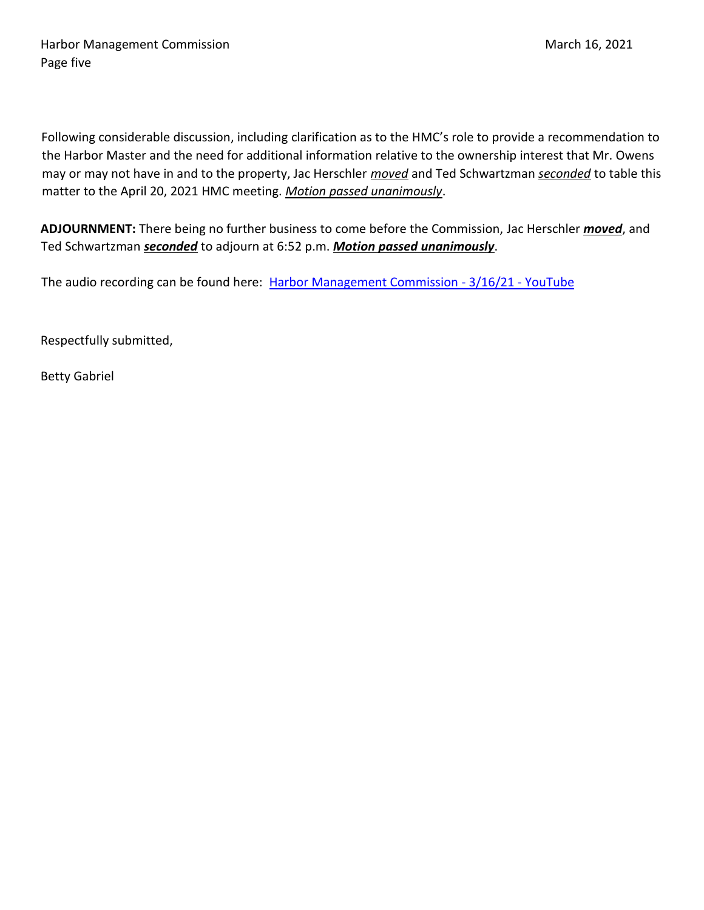Following considerable discussion, including clarification as to the HMC's role to provide a recommendation to the Harbor Master and the need for additional information relative to the ownership interest that Mr. Owens may or may not have in and to the property, Jac Herschler ***moved*** and Ted Schwartzman ***seconded*** to table this matter to the April 20, 2021 HMC meeting. ***Motion passed unanimously***.

**ADJOURNMENT:** There being no further business to come before the Commission, Jac Herschler ***moved***, and Ted Schwartzman ***seconded*** to adjourn at 6:52 p.m. ***Motion passed unanimously***.

The audio recording can be found here: [Harbor Management Commission - 3/16/21 - YouTube]

Respectfully submitted,

Betty Gabriel